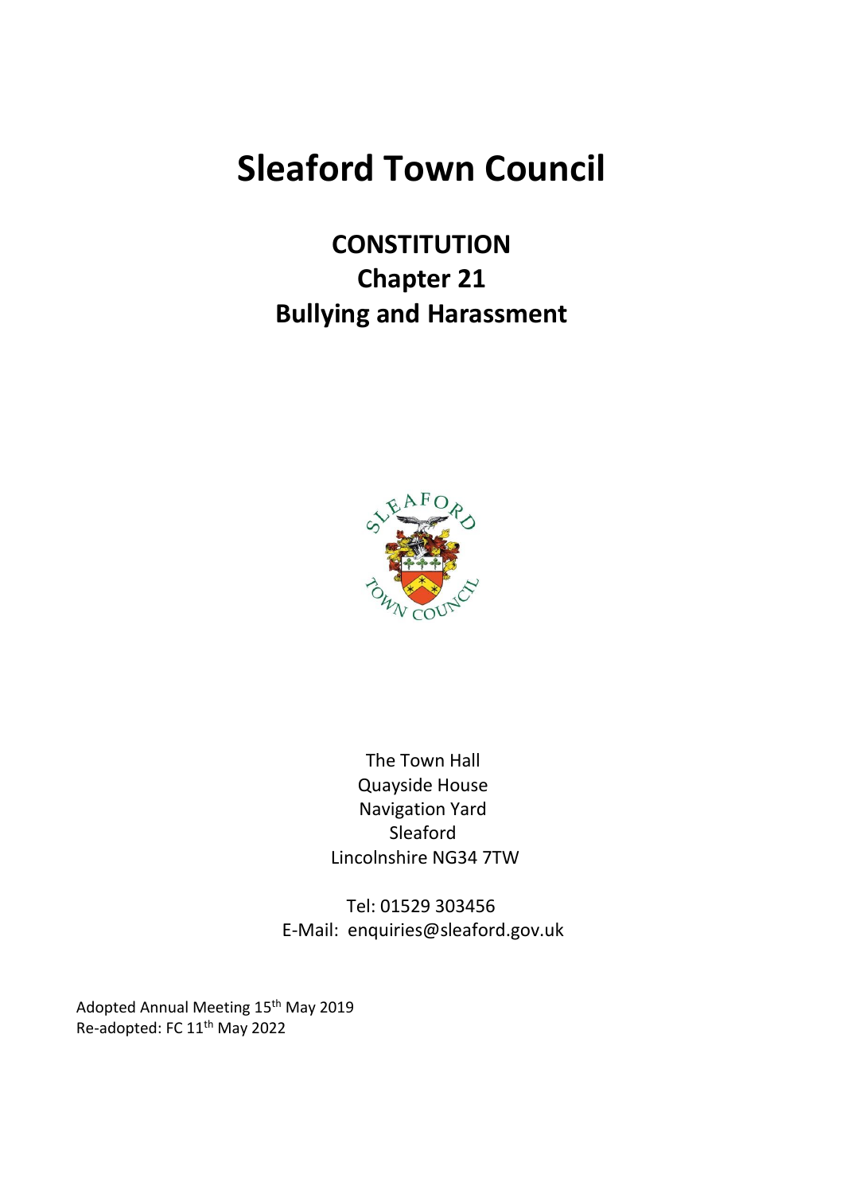# Sleaford Town Council

## CONSTITUTION
## Chapter 21
## Bullying and Harassment

The Town Hall
Quayside House
Navigation Yard
Sleaford
Lincolnshire NG34 7TW

Tel: 01529 303456
E-Mail: enquiries@sleaford.gov.uk

Adopted Annual Meeting 15th May 2019
Re-adopted: FC 11th May 2022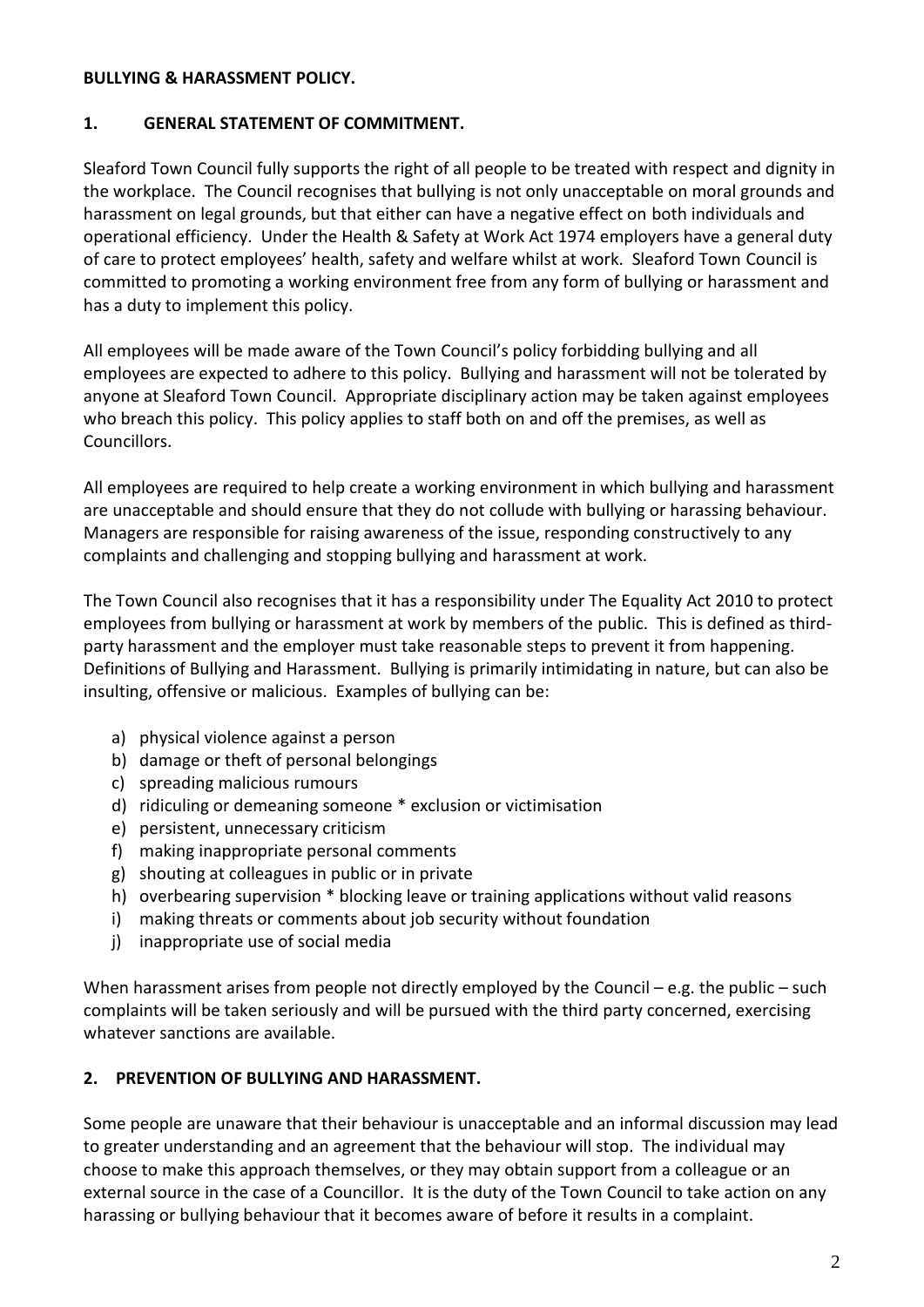**BULLYING & HARASSMENT POLICY.**

**1. GENERAL STATEMENT OF COMMITMENT.**

Sleaford Town Council fully supports the right of all people to be treated with respect and dignity in the workplace. The Council recognises that bullying is not only unacceptable on moral grounds and harassment on legal grounds, but that either can have a negative effect on both individuals and operational efficiency. Under the Health & Safety at Work Act 1974 employers have a general duty of care to protect employees' health, safety and welfare whilst at work. Sleaford Town Council is committed to promoting a working environment free from any form of bullying or harassment and has a duty to implement this policy.

All employees will be made aware of the Town Council's policy forbidding bullying and all employees are expected to adhere to this policy. Bullying and harassment will not be tolerated by anyone at Sleaford Town Council. Appropriate disciplinary action may be taken against employees who breach this policy. This policy applies to staff both on and off the premises, as well as Councillors.

All employees are required to help create a working environment in which bullying and harassment are unacceptable and should ensure that they do not collude with bullying or harassing behaviour. Managers are responsible for raising awareness of the issue, responding constructively to any complaints and challenging and stopping bullying and harassment at work.

The Town Council also recognises that it has a responsibility under The Equality Act 2010 to protect employees from bullying or harassment at work by members of the public. This is defined as third-party harassment and the employer must take reasonable steps to prevent it from happening. Definitions of Bullying and Harassment. Bullying is primarily intimidating in nature, but can also be insulting, offensive or malicious. Examples of bullying can be:

a) physical violence against a person
b) damage or theft of personal belongings
c) spreading malicious rumours
d) ridiculing or demeaning someone * exclusion or victimisation
e) persistent, unnecessary criticism
f) making inappropriate personal comments
g) shouting at colleagues in public or in private
h) overbearing supervision * blocking leave or training applications without valid reasons
i) making threats or comments about job security without foundation
j) inappropriate use of social media

When harassment arises from people not directly employed by the Council – e.g. the public – such complaints will be taken seriously and will be pursued with the third party concerned, exercising whatever sanctions are available.

**2. PREVENTION OF BULLYING AND HARASSMENT.**

Some people are unaware that their behaviour is unacceptable and an informal discussion may lead to greater understanding and an agreement that the behaviour will stop. The individual may choose to make this approach themselves, or they may obtain support from a colleague or an external source in the case of a Councillor. It is the duty of the Town Council to take action on any harassing or bullying behaviour that it becomes aware of before it results in a complaint.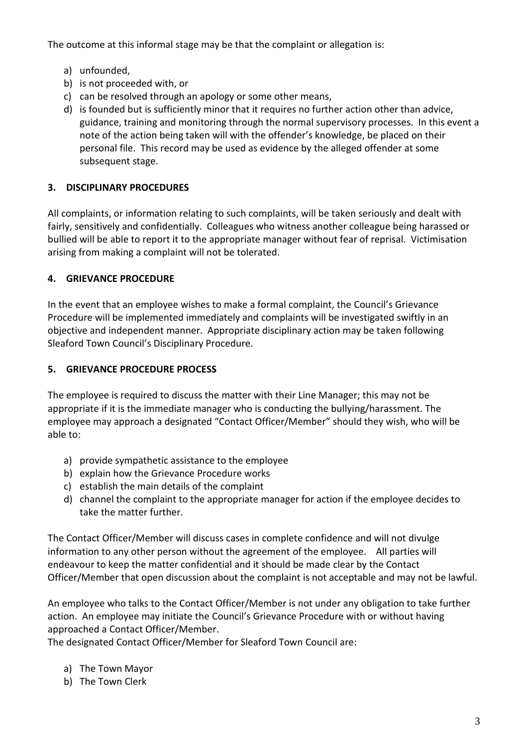The outcome at this informal stage may be that the complaint or allegation is:

a) unfounded,
b) is not proceeded with, or
c) can be resolved through an apology or some other means,
d) is founded but is sufficiently minor that it requires no further action other than advice, guidance, training and monitoring through the normal supervisory processes. In this event a note of the action being taken will with the offender's knowledge, be placed on their personal file. This record may be used as evidence by the alleged offender at some subsequent stage.

## 3. DISCIPLINARY PROCEDURES

All complaints, or information relating to such complaints, will be taken seriously and dealt with fairly, sensitively and confidentially. Colleagues who witness another colleague being harassed or bullied will be able to report it to the appropriate manager without fear of reprisal. Victimisation arising from making a complaint will not be tolerated.

## 4. GRIEVANCE PROCEDURE

In the event that an employee wishes to make a formal complaint, the Council's Grievance Procedure will be implemented immediately and complaints will be investigated swiftly in an objective and independent manner. Appropriate disciplinary action may be taken following Sleaford Town Council's Disciplinary Procedure.

## 5. GRIEVANCE PROCEDURE PROCESS

The employee is required to discuss the matter with their Line Manager; this may not be appropriate if it is the immediate manager who is conducting the bullying/harassment. The employee may approach a designated "Contact Officer/Member" should they wish, who will be able to:

a) provide sympathetic assistance to the employee
b) explain how the Grievance Procedure works
c) establish the main details of the complaint
d) channel the complaint to the appropriate manager for action if the employee decides to take the matter further.

The Contact Officer/Member will discuss cases in complete confidence and will not divulge information to any other person without the agreement of the employee. All parties will endeavour to keep the matter confidential and it should be made clear by the Contact Officer/Member that open discussion about the complaint is not acceptable and may not be lawful.

An employee who talks to the Contact Officer/Member is not under any obligation to take further action. An employee may initiate the Council's Grievance Procedure with or without having approached a Contact Officer/Member.
The designated Contact Officer/Member for Sleaford Town Council are:

a) The Town Mayor
b) The Town Clerk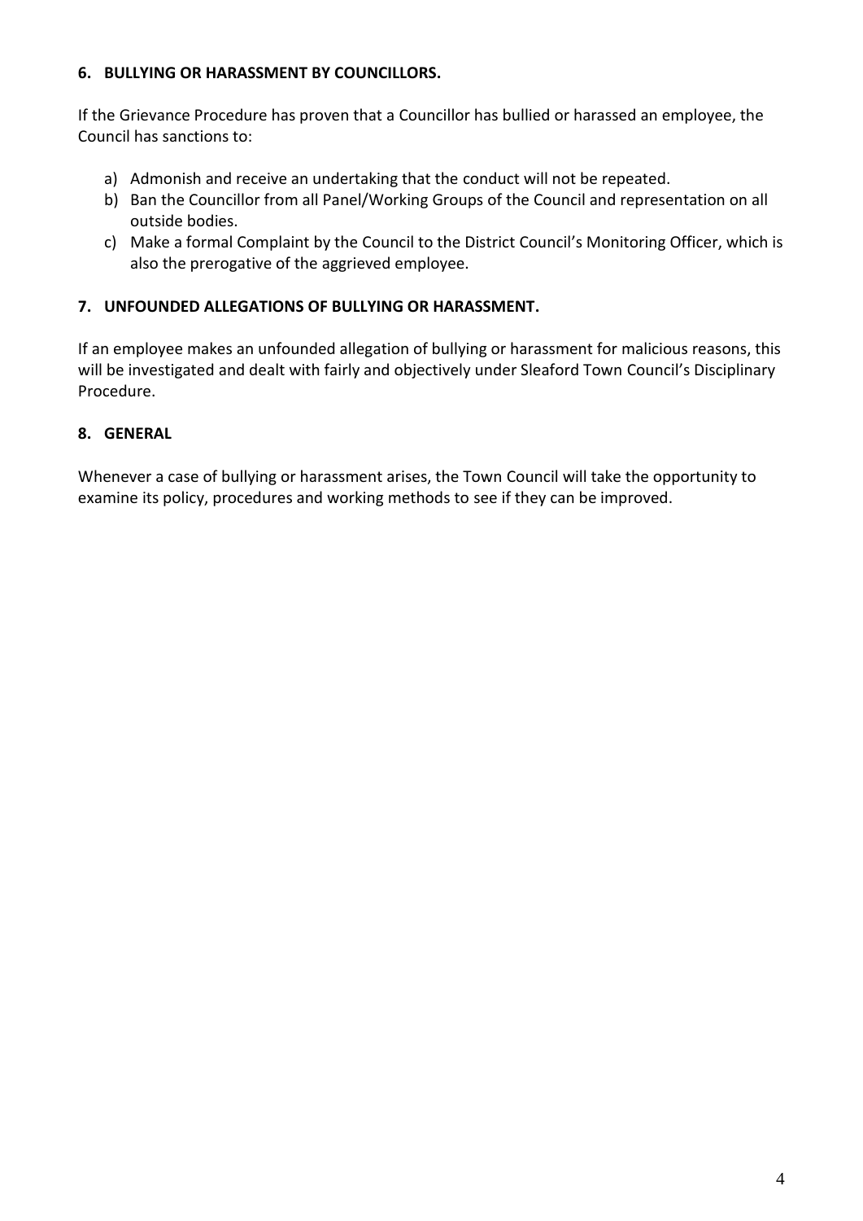## 6. BULLYING OR HARASSMENT BY COUNCILLORS.

If the Grievance Procedure has proven that a Councillor has bullied or harassed an employee, the Council has sanctions to:

a) Admonish and receive an undertaking that the conduct will not be repeated.
b) Ban the Councillor from all Panel/Working Groups of the Council and representation on all outside bodies.
c) Make a formal Complaint by the Council to the District Council's Monitoring Officer, which is also the prerogative of the aggrieved employee.

## 7. UNFOUNDED ALLEGATIONS OF BULLYING OR HARASSMENT.

If an employee makes an unfounded allegation of bullying or harassment for malicious reasons, this will be investigated and dealt with fairly and objectively under Sleaford Town Council's Disciplinary Procedure.

## 8. GENERAL

Whenever a case of bullying or harassment arises, the Town Council will take the opportunity to examine its policy, procedures and working methods to see if they can be improved.